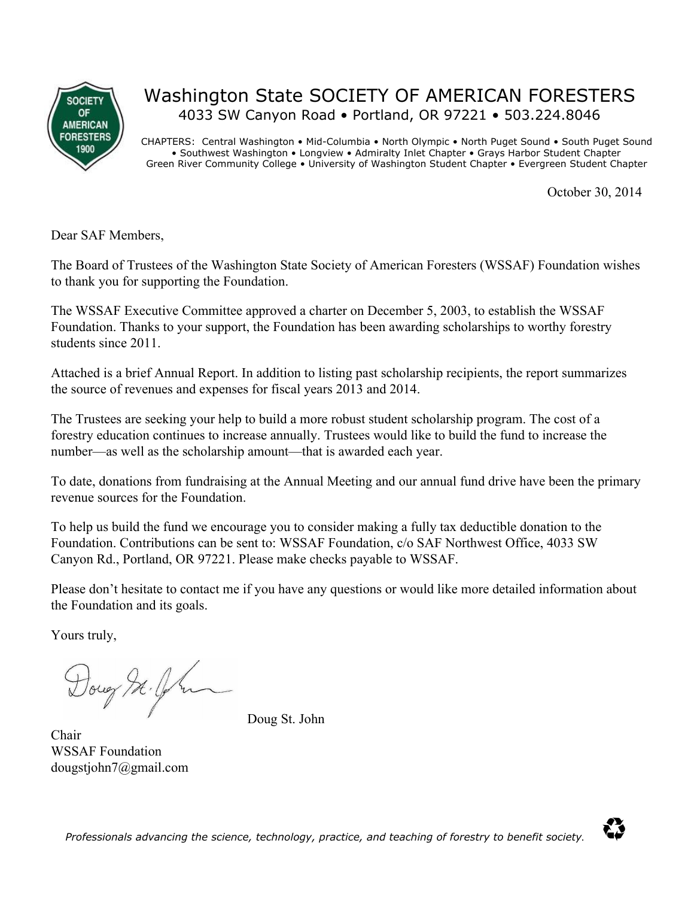# Washington State SOCIETY OF AMERICAN FORESTERS

4033 SW Canyon Road • Portland, OR 97221 • 503.224.8046

CHAPTERS: Central Washington • Mid-Columbia • North Olympic • North Puget Sound • South Puget Sound • Southwest Washington • Longview • Admiralty Inlet Chapter • Grays Harbor Student Chapter Green River Community College • University of Washington Student Chapter • Evergreen Student Chapter

October 30, 2014

Dear SAF Members,

The Board of Trustees of the Washington State Society of American Foresters (WSSAF) Foundation wishes to thank you for supporting the Foundation.

The WSSAF Executive Committee approved a charter on December 5, 2003, to establish the WSSAF Foundation. Thanks to your support, the Foundation has been awarding scholarships to worthy forestry students since 2011.

Attached is a brief Annual Report. In addition to listing past scholarship recipients, the report summarizes the source of revenues and expenses for fiscal years 2013 and 2014.

The Trustees are seeking your help to build a more robust student scholarship program. The cost of a forestry education continues to increase annually. Trustees would like to build the fund to increase the number—as well as the scholarship amount—that is awarded each year.

To date, donations from fundraising at the Annual Meeting and our annual fund drive have been the primary revenue sources for the Foundation.

To help us build the fund we encourage you to consider making a fully tax deductible donation to the Foundation. Contributions can be sent to: WSSAF Foundation, c/o SAF Northwest Office, 4033 SW Canyon Rd., Portland, OR 97221. Please make checks payable to WSSAF.

Please don't hesitate to contact me if you have any questions or would like more detailed information about the Foundation and its goals.

Yours truly,

Doug St. John

Chair
WSSAF Foundation
dougstjohn7@gmail.com

*Professionals advancing the science, technology, practice, and teaching of forestry to benefit society.*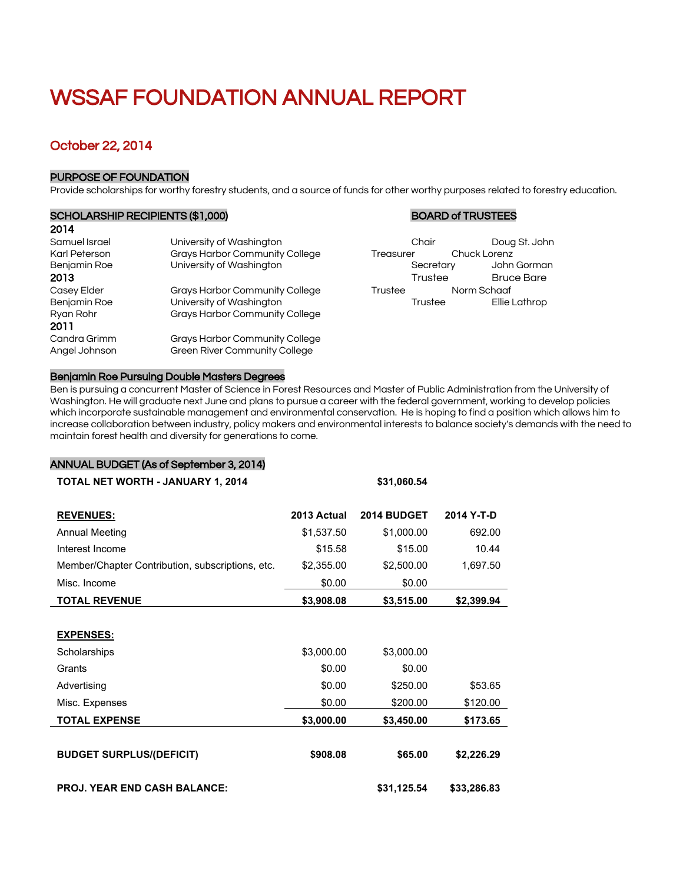# WSSAF FOUNDATION ANNUAL REPORT

## October 22, 2014

### PURPOSE OF FOUNDATION

Provide scholarships for worthy forestry students, and a source of funds for other worthy purposes related to forestry education.

### SCHOLARSHIP RECIPIENTS ($1,000)

**2014**

| | |
|---|---|
| Samuel Israel | University of Washington |
| Karl Peterson | Grays Harbor Community College |
| Benjamin Roe | University of Washington |

**2013**

| | |
|---|---|
| Casey Elder | Grays Harbor Community College |
| Benjamin Roe | University of Washington |
| Ryan Rohr | Grays Harbor Community College |

**2011**

| | |
|---|---|
| Candra Grimm | Grays Harbor Community College |
| Angel Johnson | Green River Community College |

### BOARD of TRUSTEES

| | |
|---|---|
| Chair | Doug St. John |
| Treasurer | Chuck Lorenz |
| Secretary | John Gorman |
| Trustee | Bruce Bare |
| Trustee | Norm Schaaf |
| Trustee | Ellie Lathrop |

### Benjamin Roe Pursuing Double Masters Degrees

Ben is pursuing a concurrent Master of Science in Forest Resources and Master of Public Administration from the University of Washington. He will graduate next June and plans to pursue a career with the federal government, working to develop policies which incorporate sustainable management and environmental conservation. He is hoping to find a position which allows him to increase collaboration between industry, policy makers and environmental interests to balance society's demands with the need to maintain forest health and diversity for generations to come.

### ANNUAL BUDGET (As of September 3, 2014)

**TOTAL NET WORTH - JANUARY 1, 2014** **$31,060.54**

| **REVENUES:** | **2013 Actual** | **2014 BUDGET** | **2014 Y-T-D** |
|---|---|---|---|
| Annual Meeting | $1,537.50 | $1,000.00 | 692.00 |
| Interest Income | $15.58 | $15.00 | 10.44 |
| Member/Chapter Contribution, subscriptions, etc. | $2,355.00 | $2,500.00 | 1,697.50 |
| Misc. Income | $0.00 | $0.00 | |
| **TOTAL REVENUE** | **$3,908.08** | **$3,515.00** | **$2,399.94** |
| | | | |
| **EXPENSES:** | | | |
| Scholarships | $3,000.00 | $3,000.00 | |
| Grants | $0.00 | $0.00 | |
| Advertising | $0.00 | $250.00 | $53.65 |
| Misc. Expenses | $0.00 | $200.00 | $120.00 |
| **TOTAL EXPENSE** | **$3,000.00** | **$3,450.00** | **$173.65** |
| | | | |
| **BUDGET SURPLUS/(DEFICIT)** | **$908.08** | **$65.00** | **$2,226.29** |
| | | | |
| **PROJ. YEAR END CASH BALANCE:** | | **$31,125.54** | **$33,286.83** |